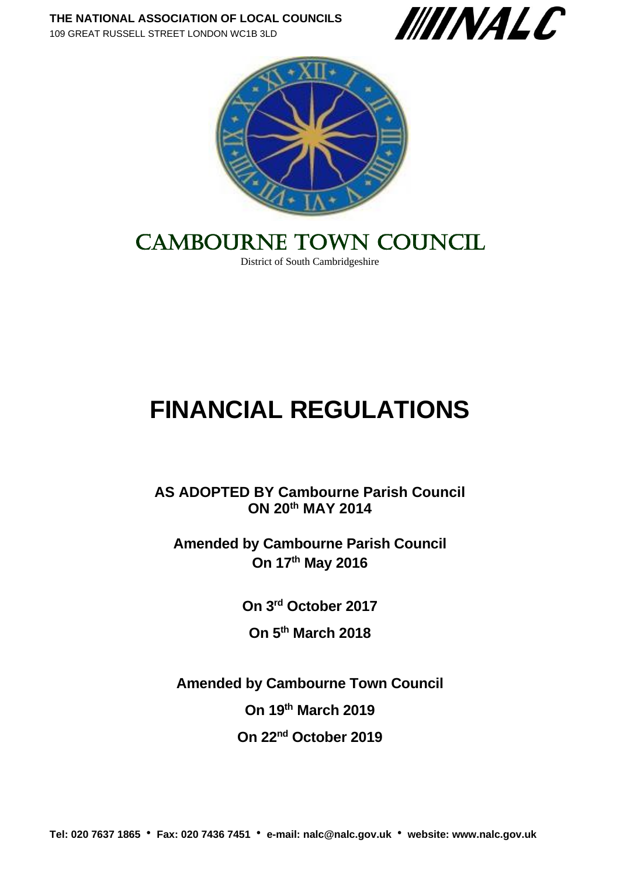**THE NATIONAL ASSOCIATION OF LOCAL COUNCILS**
109 GREAT RUSSELL STREET LONDON WC1B 3LD

NALC

# CAMBOURNE TOWN COUNCIL

District of South Cambridgeshire

# FINANCIAL REGULATIONS

**AS ADOPTED BY Cambourne Parish Council**
**ON 20th MAY 2014**

**Amended by Cambourne Parish Council**
**On 17th May 2016**

**On 3rd October 2017**

**On 5th March 2018**

**Amended by Cambourne Town Council**

**On 19th March 2019**

**On 22nd October 2019**

**Tel: 020 7637 1865 • Fax: 020 7436 7451 • e-mail: nalc@nalc.gov.uk • website: www.nalc.gov.uk**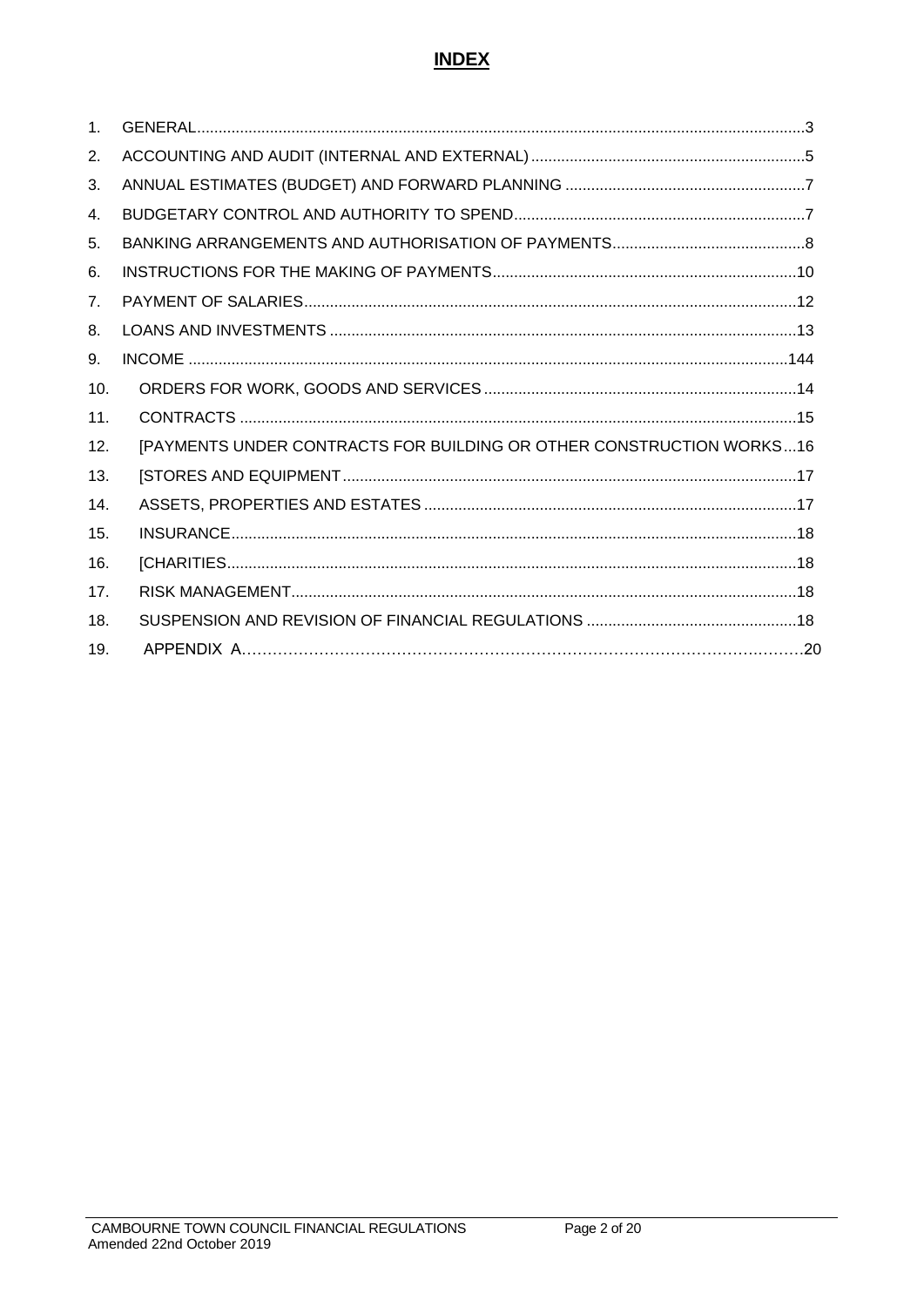# INDEX

1. GENERAL.....3
2. ACCOUNTING AND AUDIT (INTERNAL AND EXTERNAL).....5
3. ANNUAL ESTIMATES (BUDGET) AND FORWARD PLANNING.....7
4. BUDGETARY CONTROL AND AUTHORITY TO SPEND.....7
5. BANKING ARRANGEMENTS AND AUTHORISATION OF PAYMENTS.....8
6. INSTRUCTIONS FOR THE MAKING OF PAYMENTS.....10
7. PAYMENT OF SALARIES.....12
8. LOANS AND INVESTMENTS.....13
9. INCOME.....144
10. ORDERS FOR WORK, GOODS AND SERVICES.....14
11. CONTRACTS.....15
12. [PAYMENTS UNDER CONTRACTS FOR BUILDING OR OTHER CONSTRUCTION WORKS...16
13. [STORES AND EQUIPMENT.....17
14. ASSETS, PROPERTIES AND ESTATES.....17
15. INSURANCE.....18
16. [CHARITIES.....18
17. RISK MANAGEMENT.....18
18. SUSPENSION AND REVISION OF FINANCIAL REGULATIONS.....18
19. APPENDIX A.....20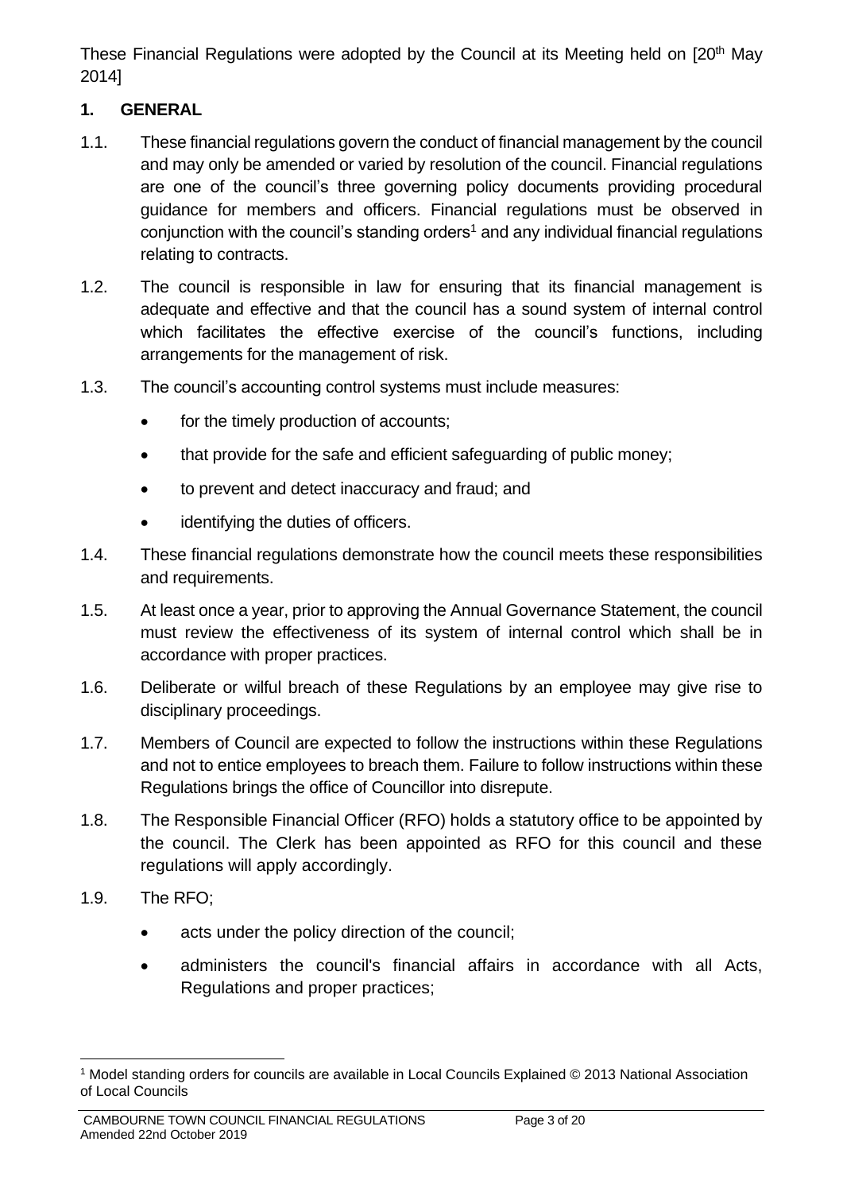These Financial Regulations were adopted by the Council at its Meeting held on [20th May 2014]

## 1. GENERAL

1.1. These financial regulations govern the conduct of financial management by the council and may only be amended or varied by resolution of the council. Financial regulations are one of the council's three governing policy documents providing procedural guidance for members and officers. Financial regulations must be observed in conjunction with the council's standing orders[1] and any individual financial regulations relating to contracts.

1.2. The council is responsible in law for ensuring that its financial management is adequate and effective and that the council has a sound system of internal control which facilitates the effective exercise of the council's functions, including arrangements for the management of risk.

1.3. The council's accounting control systems must include measures:

- for the timely production of accounts;
- that provide for the safe and efficient safeguarding of public money;
- to prevent and detect inaccuracy and fraud; and
- identifying the duties of officers.

1.4. These financial regulations demonstrate how the council meets these responsibilities and requirements.

1.5. At least once a year, prior to approving the Annual Governance Statement, the council must review the effectiveness of its system of internal control which shall be in accordance with proper practices.

1.6. Deliberate or wilful breach of these Regulations by an employee may give rise to disciplinary proceedings.

1.7. Members of Council are expected to follow the instructions within these Regulations and not to entice employees to breach them. Failure to follow instructions within these Regulations brings the office of Councillor into disrepute.

1.8. The Responsible Financial Officer (RFO) holds a statutory office to be appointed by the council. The Clerk has been appointed as RFO for this council and these regulations will apply accordingly.

1.9. The RFO;

- acts under the policy direction of the council;
- administers the council's financial affairs in accordance with all Acts, Regulations and proper practices;

[1] Model standing orders for councils are available in Local Councils Explained © 2013 National Association of Local Councils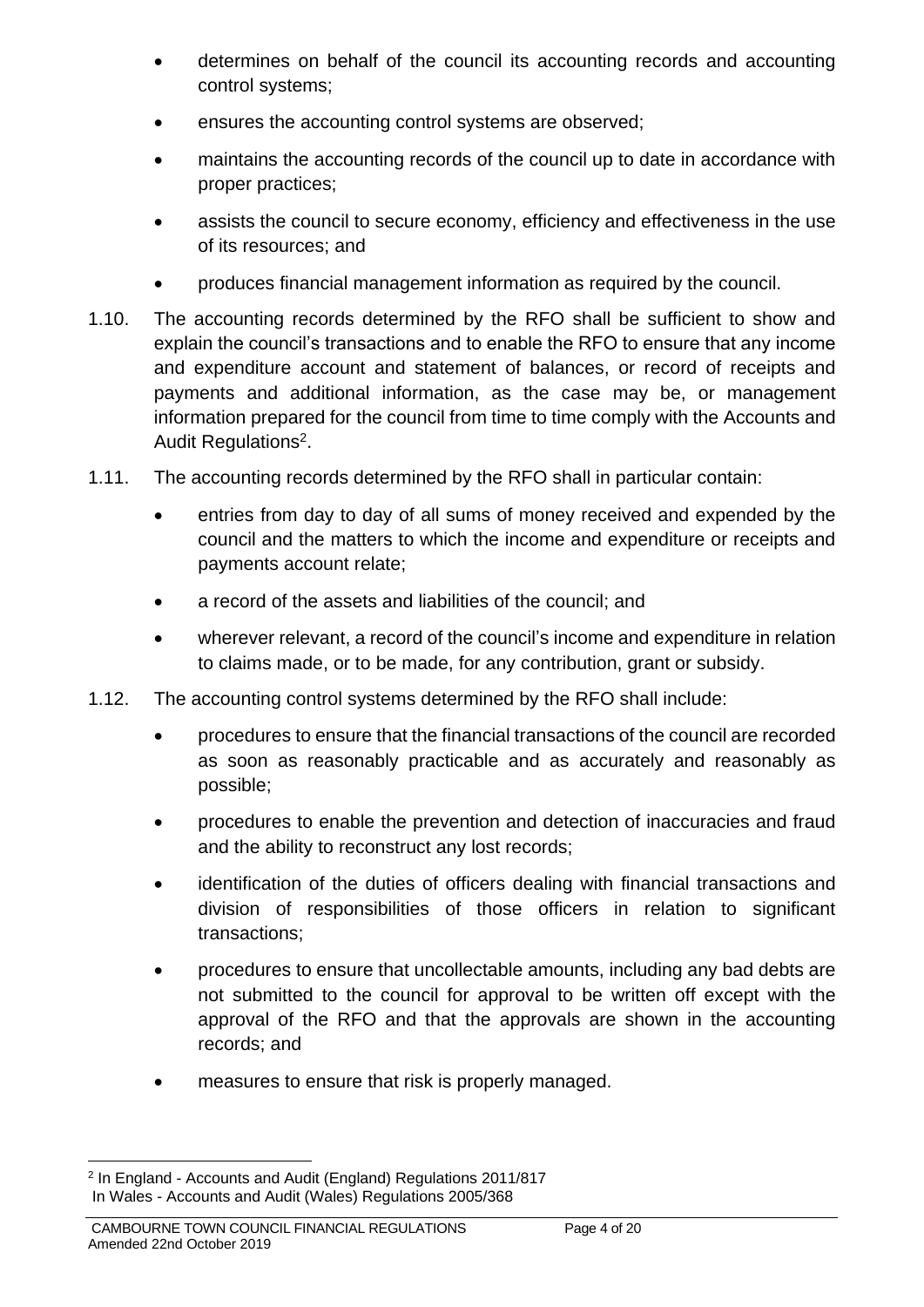- determines on behalf of the council its accounting records and accounting control systems;
- ensures the accounting control systems are observed;
- maintains the accounting records of the council up to date in accordance with proper practices;
- assists the council to secure economy, efficiency and effectiveness in the use of its resources; and
- produces financial management information as required by the council.

1.10. The accounting records determined by the RFO shall be sufficient to show and explain the council's transactions and to enable the RFO to ensure that any income and expenditure account and statement of balances, or record of receipts and payments and additional information, as the case may be, or management information prepared for the council from time to time comply with the Accounts and Audit Regulations[2].

1.11. The accounting records determined by the RFO shall in particular contain:

- entries from day to day of all sums of money received and expended by the council and the matters to which the income and expenditure or receipts and payments account relate;
- a record of the assets and liabilities of the council; and
- wherever relevant, a record of the council's income and expenditure in relation to claims made, or to be made, for any contribution, grant or subsidy.

1.12. The accounting control systems determined by the RFO shall include:

- procedures to ensure that the financial transactions of the council are recorded as soon as reasonably practicable and as accurately and reasonably as possible;
- procedures to enable the prevention and detection of inaccuracies and fraud and the ability to reconstruct any lost records;
- identification of the duties of officers dealing with financial transactions and division of responsibilities of those officers in relation to significant transactions;
- procedures to ensure that uncollectable amounts, including any bad debts are not submitted to the council for approval to be written off except with the approval of the RFO and that the approvals are shown in the accounting records; and
- measures to ensure that risk is properly managed.

---

[2] In England - Accounts and Audit (England) Regulations 2011/817
In Wales - Accounts and Audit (Wales) Regulations 2005/368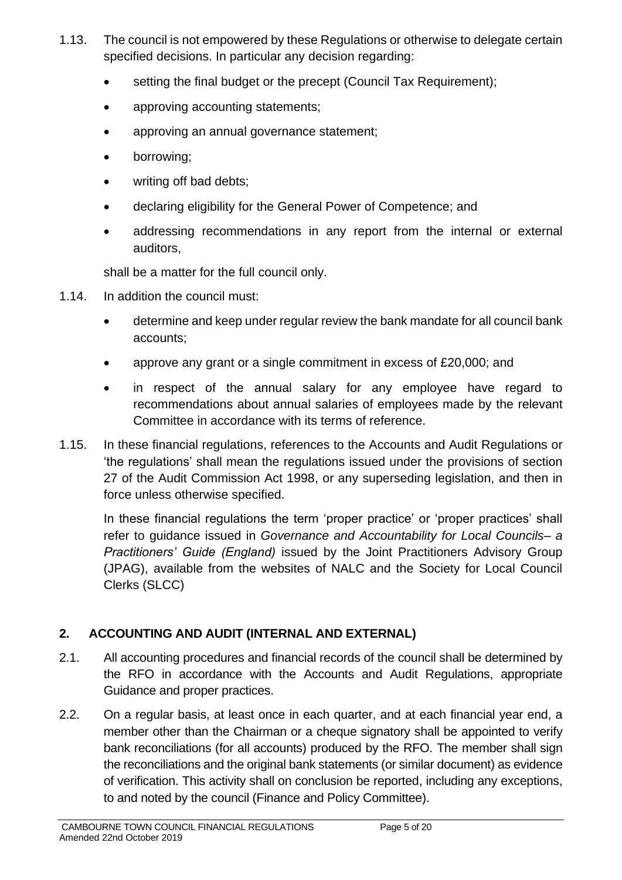1.13. The council is not empowered by these Regulations or otherwise to delegate certain specified decisions. In particular any decision regarding:

- setting the final budget or the precept (Council Tax Requirement);
- approving accounting statements;
- approving an annual governance statement;
- borrowing;
- writing off bad debts;
- declaring eligibility for the General Power of Competence; and
- addressing recommendations in any report from the internal or external auditors,

shall be a matter for the full council only.

1.14. In addition the council must:

- determine and keep under regular review the bank mandate for all council bank accounts;
- approve any grant or a single commitment in excess of £20,000; and
- in respect of the annual salary for any employee have regard to recommendations about annual salaries of employees made by the relevant Committee in accordance with its terms of reference.

1.15. In these financial regulations, references to the Accounts and Audit Regulations or 'the regulations' shall mean the regulations issued under the provisions of section 27 of the Audit Commission Act 1998, or any superseding legislation, and then in force unless otherwise specified.

In these financial regulations the term 'proper practice' or 'proper practices' shall refer to guidance issued in *Governance and Accountability for Local Councils– a Practitioners' Guide (England)* issued by the Joint Practitioners Advisory Group (JPAG), available from the websites of NALC and the Society for Local Council Clerks (SLCC)

## 2. ACCOUNTING AND AUDIT (INTERNAL AND EXTERNAL)

2.1. All accounting procedures and financial records of the council shall be determined by the RFO in accordance with the Accounts and Audit Regulations, appropriate Guidance and proper practices.

2.2. On a regular basis, at least once in each quarter, and at each financial year end, a member other than the Chairman or a cheque signatory shall be appointed to verify bank reconciliations (for all accounts) produced by the RFO. The member shall sign the reconciliations and the original bank statements (or similar document) as evidence of verification. This activity shall on conclusion be reported, including any exceptions, to and noted by the council (Finance and Policy Committee).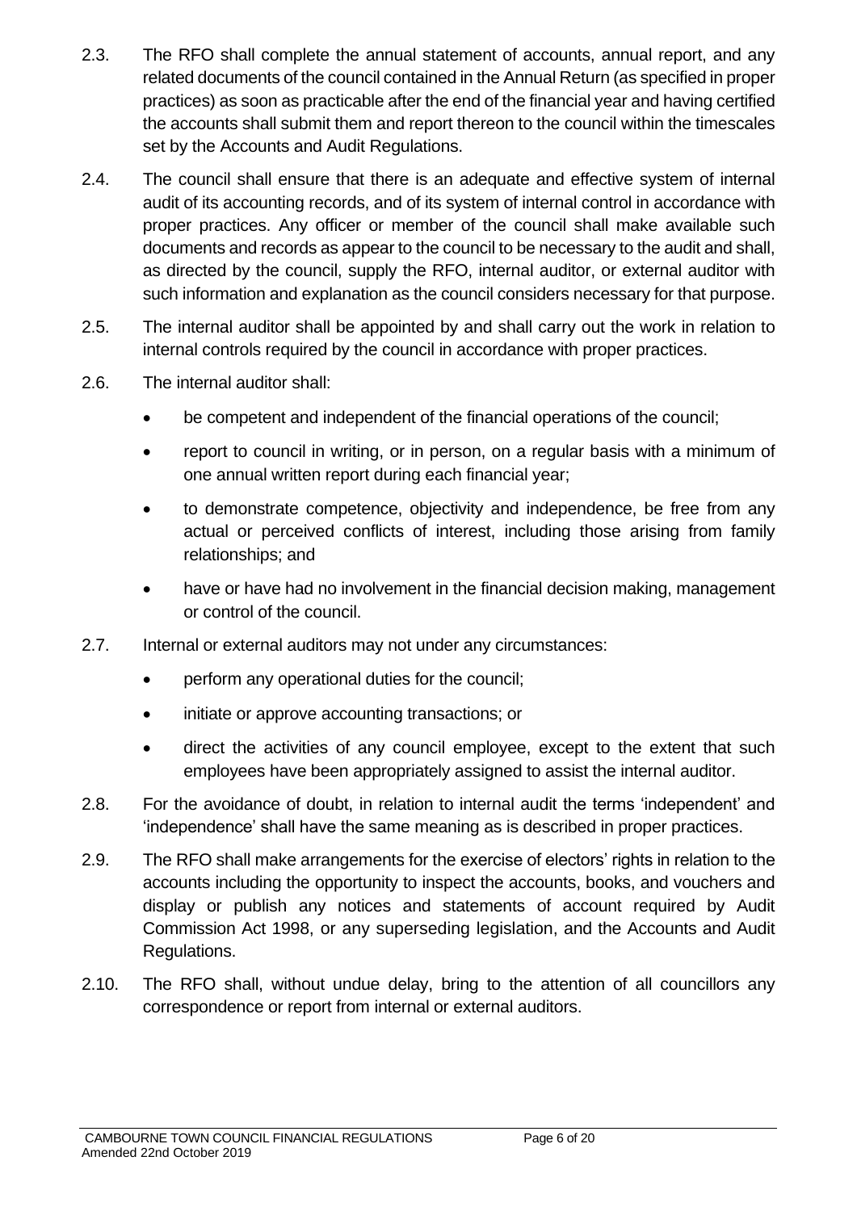2.3. The RFO shall complete the annual statement of accounts, annual report, and any related documents of the council contained in the Annual Return (as specified in proper practices) as soon as practicable after the end of the financial year and having certified the accounts shall submit them and report thereon to the council within the timescales set by the Accounts and Audit Regulations.

2.4. The council shall ensure that there is an adequate and effective system of internal audit of its accounting records, and of its system of internal control in accordance with proper practices. Any officer or member of the council shall make available such documents and records as appear to the council to be necessary to the audit and shall, as directed by the council, supply the RFO, internal auditor, or external auditor with such information and explanation as the council considers necessary for that purpose.

2.5. The internal auditor shall be appointed by and shall carry out the work in relation to internal controls required by the council in accordance with proper practices.

2.6. The internal auditor shall:

- be competent and independent of the financial operations of the council;
- report to council in writing, or in person, on a regular basis with a minimum of one annual written report during each financial year;
- to demonstrate competence, objectivity and independence, be free from any actual or perceived conflicts of interest, including those arising from family relationships; and
- have or have had no involvement in the financial decision making, management or control of the council.

2.7. Internal or external auditors may not under any circumstances:

- perform any operational duties for the council;
- initiate or approve accounting transactions; or
- direct the activities of any council employee, except to the extent that such employees have been appropriately assigned to assist the internal auditor.

2.8. For the avoidance of doubt, in relation to internal audit the terms 'independent' and 'independence' shall have the same meaning as is described in proper practices.

2.9. The RFO shall make arrangements for the exercise of electors' rights in relation to the accounts including the opportunity to inspect the accounts, books, and vouchers and display or publish any notices and statements of account required by Audit Commission Act 1998, or any superseding legislation, and the Accounts and Audit Regulations.

2.10. The RFO shall, without undue delay, bring to the attention of all councillors any correspondence or report from internal or external auditors.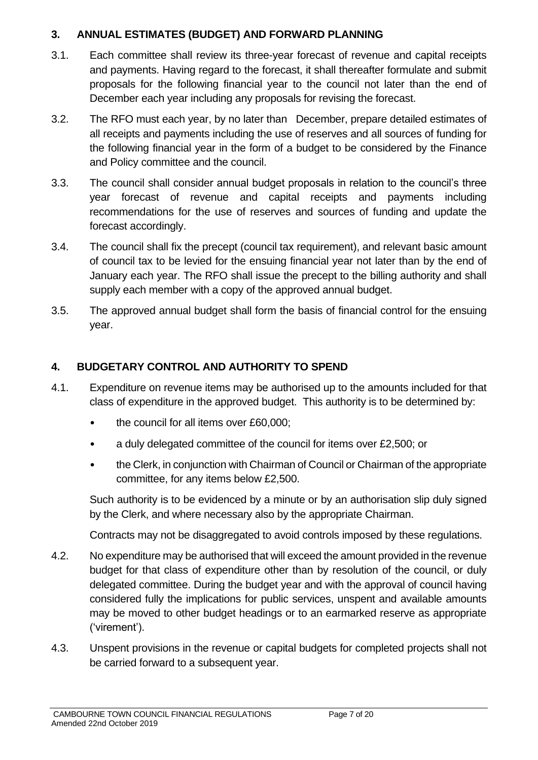## 3. ANNUAL ESTIMATES (BUDGET) AND FORWARD PLANNING

3.1. Each committee shall review its three-year forecast of revenue and capital receipts and payments. Having regard to the forecast, it shall thereafter formulate and submit proposals for the following financial year to the council not later than the end of December each year including any proposals for revising the forecast.

3.2. The RFO must each year, by no later than December, prepare detailed estimates of all receipts and payments including the use of reserves and all sources of funding for the following financial year in the form of a budget to be considered by the Finance and Policy committee and the council.

3.3. The council shall consider annual budget proposals in relation to the council's three year forecast of revenue and capital receipts and payments including recommendations for the use of reserves and sources of funding and update the forecast accordingly.

3.4. The council shall fix the precept (council tax requirement), and relevant basic amount of council tax to be levied for the ensuing financial year not later than by the end of January each year. The RFO shall issue the precept to the billing authority and shall supply each member with a copy of the approved annual budget.

3.5. The approved annual budget shall form the basis of financial control for the ensuing year.

## 4. BUDGETARY CONTROL AND AUTHORITY TO SPEND

4.1. Expenditure on revenue items may be authorised up to the amounts included for that class of expenditure in the approved budget. This authority is to be determined by:

- the council for all items over £60,000;
- a duly delegated committee of the council for items over £2,500; or
- the Clerk, in conjunction with Chairman of Council or Chairman of the appropriate committee, for any items below £2,500.

Such authority is to be evidenced by a minute or by an authorisation slip duly signed by the Clerk, and where necessary also by the appropriate Chairman.

Contracts may not be disaggregated to avoid controls imposed by these regulations.

4.2. No expenditure may be authorised that will exceed the amount provided in the revenue budget for that class of expenditure other than by resolution of the council, or duly delegated committee. During the budget year and with the approval of council having considered fully the implications for public services, unspent and available amounts may be moved to other budget headings or to an earmarked reserve as appropriate ('virement').

4.3. Unspent provisions in the revenue or capital budgets for completed projects shall not be carried forward to a subsequent year.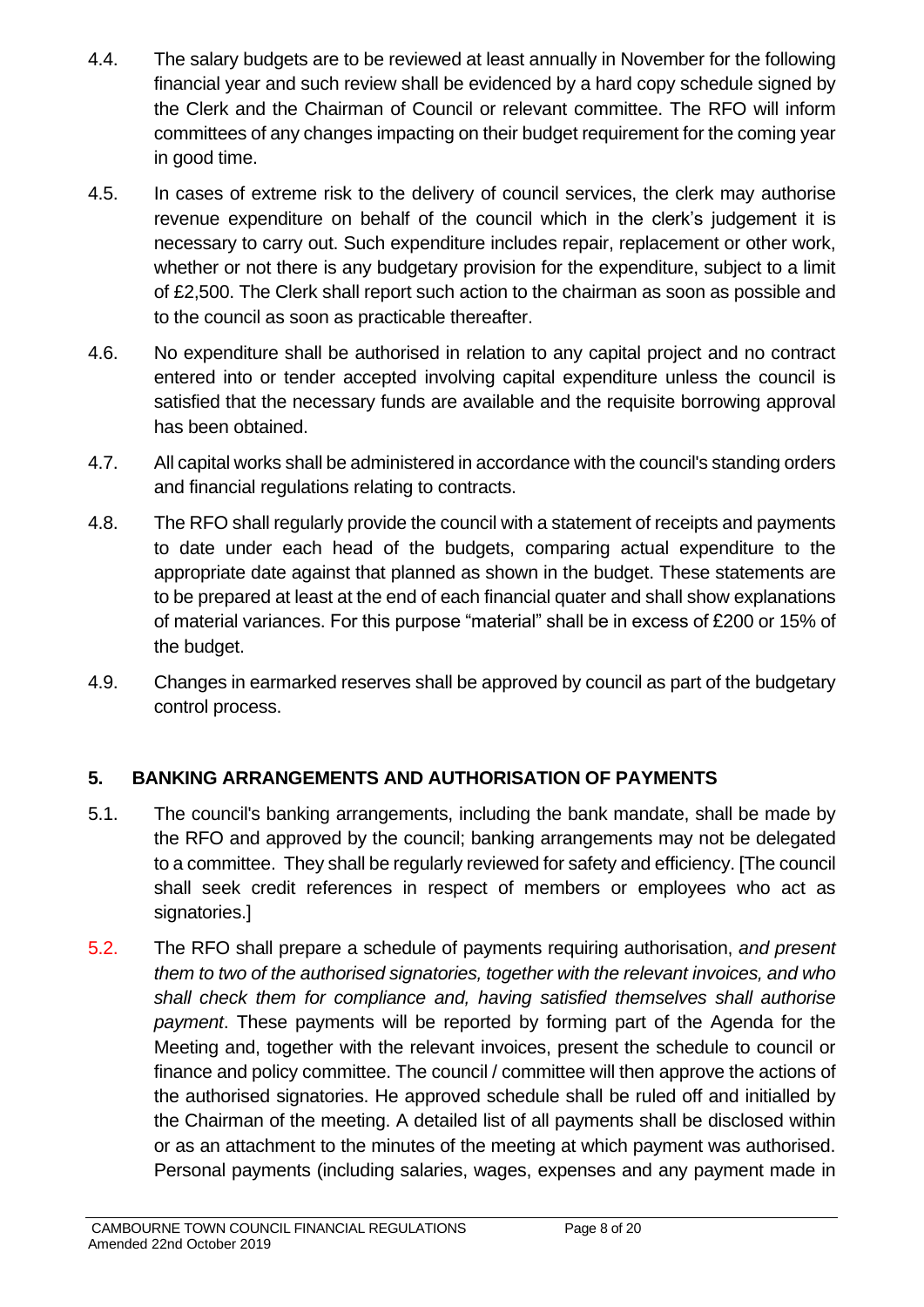4.4. The salary budgets are to be reviewed at least annually in November for the following financial year and such review shall be evidenced by a hard copy schedule signed by the Clerk and the Chairman of Council or relevant committee. The RFO will inform committees of any changes impacting on their budget requirement for the coming year in good time.

4.5. In cases of extreme risk to the delivery of council services, the clerk may authorise revenue expenditure on behalf of the council which in the clerk's judgement it is necessary to carry out. Such expenditure includes repair, replacement or other work, whether or not there is any budgetary provision for the expenditure, subject to a limit of £2,500. The Clerk shall report such action to the chairman as soon as possible and to the council as soon as practicable thereafter.

4.6. No expenditure shall be authorised in relation to any capital project and no contract entered into or tender accepted involving capital expenditure unless the council is satisfied that the necessary funds are available and the requisite borrowing approval has been obtained.

4.7. All capital works shall be administered in accordance with the council's standing orders and financial regulations relating to contracts.

4.8. The RFO shall regularly provide the council with a statement of receipts and payments to date under each head of the budgets, comparing actual expenditure to the appropriate date against that planned as shown in the budget. These statements are to be prepared at least at the end of each financial quater and shall show explanations of material variances. For this purpose "material" shall be in excess of £200 or 15% of the budget.

4.9. Changes in earmarked reserves shall be approved by council as part of the budgetary control process.

## 5. BANKING ARRANGEMENTS AND AUTHORISATION OF PAYMENTS

5.1. The council's banking arrangements, including the bank mandate, shall be made by the RFO and approved by the council; banking arrangements may not be delegated to a committee. They shall be regularly reviewed for safety and efficiency. [The council shall seek credit references in respect of members or employees who act as signatories.]

5.2. The RFO shall prepare a schedule of payments requiring authorisation, *and present them to two of the authorised signatories, together with the relevant invoices, and who shall check them for compliance and, having satisfied themselves shall authorise payment*. These payments will be reported by forming part of the Agenda for the Meeting and, together with the relevant invoices, present the schedule to council or finance and policy committee. The council / committee will then approve the actions of the authorised signatories. He approved schedule shall be ruled off and initialled by the Chairman of the meeting. A detailed list of all payments shall be disclosed within or as an attachment to the minutes of the meeting at which payment was authorised. Personal payments (including salaries, wages, expenses and any payment made in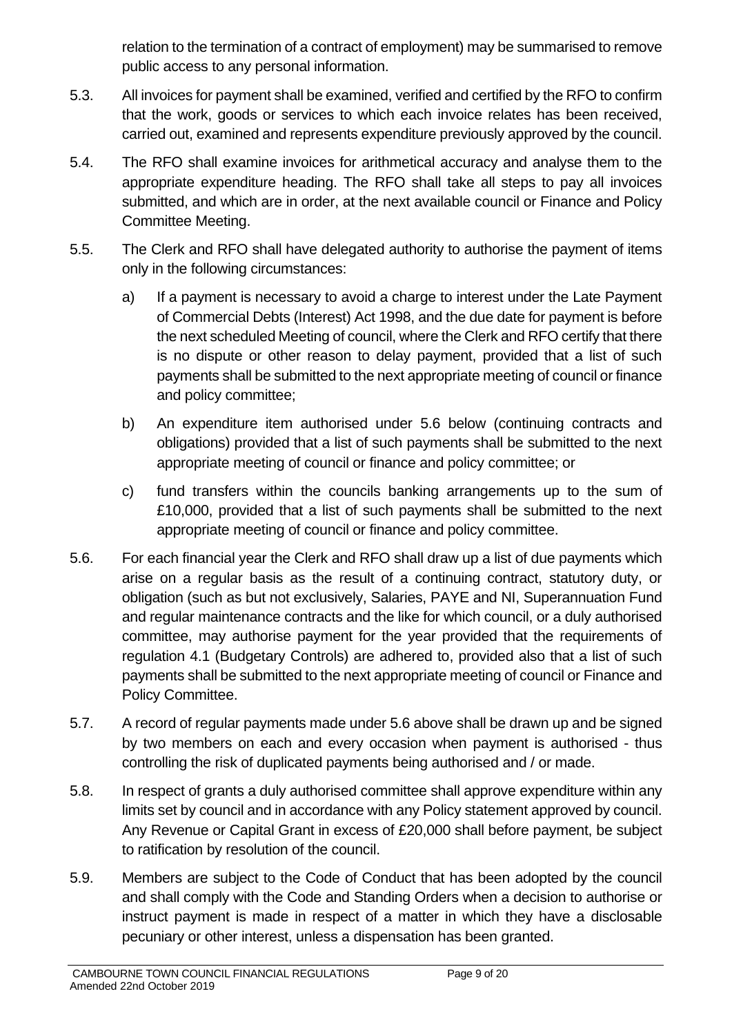relation to the termination of a contract of employment) may be summarised to remove public access to any personal information.

5.3. All invoices for payment shall be examined, verified and certified by the RFO to confirm that the work, goods or services to which each invoice relates has been received, carried out, examined and represents expenditure previously approved by the council.

5.4. The RFO shall examine invoices for arithmetical accuracy and analyse them to the appropriate expenditure heading. The RFO shall take all steps to pay all invoices submitted, and which are in order, at the next available council or Finance and Policy Committee Meeting.

5.5. The Clerk and RFO shall have delegated authority to authorise the payment of items only in the following circumstances:

a) If a payment is necessary to avoid a charge to interest under the Late Payment of Commercial Debts (Interest) Act 1998, and the due date for payment is before the next scheduled Meeting of council, where the Clerk and RFO certify that there is no dispute or other reason to delay payment, provided that a list of such payments shall be submitted to the next appropriate meeting of council or finance and policy committee;

b) An expenditure item authorised under 5.6 below (continuing contracts and obligations) provided that a list of such payments shall be submitted to the next appropriate meeting of council or finance and policy committee; or

c) fund transfers within the councils banking arrangements up to the sum of £10,000, provided that a list of such payments shall be submitted to the next appropriate meeting of council or finance and policy committee.

5.6. For each financial year the Clerk and RFO shall draw up a list of due payments which arise on a regular basis as the result of a continuing contract, statutory duty, or obligation (such as but not exclusively, Salaries, PAYE and NI, Superannuation Fund and regular maintenance contracts and the like for which council, or a duly authorised committee, may authorise payment for the year provided that the requirements of regulation 4.1 (Budgetary Controls) are adhered to, provided also that a list of such payments shall be submitted to the next appropriate meeting of council or Finance and Policy Committee.

5.7. A record of regular payments made under 5.6 above shall be drawn up and be signed by two members on each and every occasion when payment is authorised - thus controlling the risk of duplicated payments being authorised and / or made.

5.8. In respect of grants a duly authorised committee shall approve expenditure within any limits set by council and in accordance with any Policy statement approved by council. Any Revenue or Capital Grant in excess of £20,000 shall before payment, be subject to ratification by resolution of the council.

5.9. Members are subject to the Code of Conduct that has been adopted by the council and shall comply with the Code and Standing Orders when a decision to authorise or instruct payment is made in respect of a matter in which they have a disclosable pecuniary or other interest, unless a dispensation has been granted.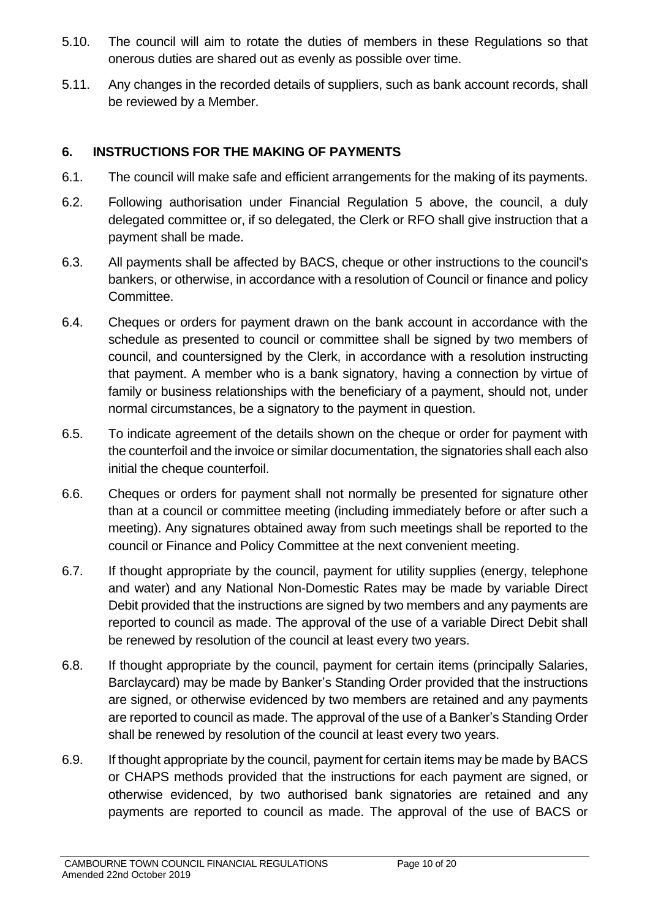5.10. The council will aim to rotate the duties of members in these Regulations so that onerous duties are shared out as evenly as possible over time.

5.11. Any changes in the recorded details of suppliers, such as bank account records, shall be reviewed by a Member.

## 6. INSTRUCTIONS FOR THE MAKING OF PAYMENTS

6.1. The council will make safe and efficient arrangements for the making of its payments.

6.2. Following authorisation under Financial Regulation 5 above, the council, a duly delegated committee or, if so delegated, the Clerk or RFO shall give instruction that a payment shall be made.

6.3. All payments shall be affected by BACS, cheque or other instructions to the council's bankers, or otherwise, in accordance with a resolution of Council or finance and policy Committee.

6.4. Cheques or orders for payment drawn on the bank account in accordance with the schedule as presented to council or committee shall be signed by two members of council, and countersigned by the Clerk, in accordance with a resolution instructing that payment. A member who is a bank signatory, having a connection by virtue of family or business relationships with the beneficiary of a payment, should not, under normal circumstances, be a signatory to the payment in question.

6.5. To indicate agreement of the details shown on the cheque or order for payment with the counterfoil and the invoice or similar documentation, the signatories shall each also initial the cheque counterfoil.

6.6. Cheques or orders for payment shall not normally be presented for signature other than at a council or committee meeting (including immediately before or after such a meeting). Any signatures obtained away from such meetings shall be reported to the council or Finance and Policy Committee at the next convenient meeting.

6.7. If thought appropriate by the council, payment for utility supplies (energy, telephone and water) and any National Non-Domestic Rates may be made by variable Direct Debit provided that the instructions are signed by two members and any payments are reported to council as made. The approval of the use of a variable Direct Debit shall be renewed by resolution of the council at least every two years.

6.8. If thought appropriate by the council, payment for certain items (principally Salaries, Barclaycard) may be made by Banker's Standing Order provided that the instructions are signed, or otherwise evidenced by two members are retained and any payments are reported to council as made. The approval of the use of a Banker's Standing Order shall be renewed by resolution of the council at least every two years.

6.9. If thought appropriate by the council, payment for certain items may be made by BACS or CHAPS methods provided that the instructions for each payment are signed, or otherwise evidenced, by two authorised bank signatories are retained and any payments are reported to council as made. The approval of the use of BACS or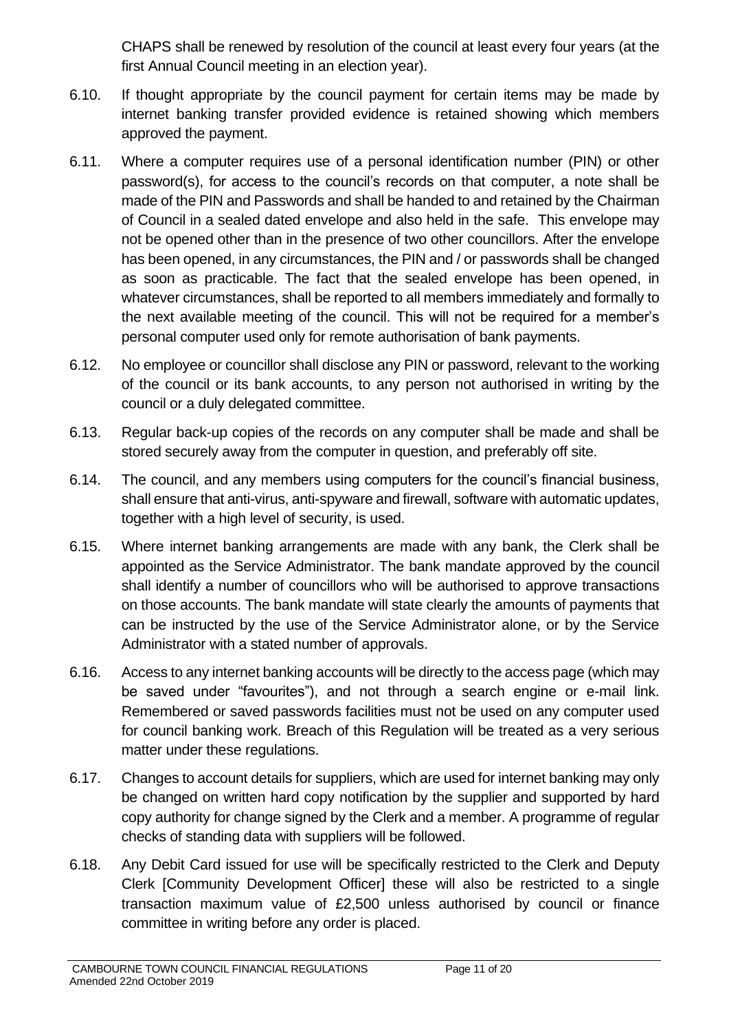CHAPS shall be renewed by resolution of the council at least every four years (at the first Annual Council meeting in an election year).

6.10. If thought appropriate by the council payment for certain items may be made by internet banking transfer provided evidence is retained showing which members approved the payment.

6.11. Where a computer requires use of a personal identification number (PIN) or other password(s), for access to the council's records on that computer, a note shall be made of the PIN and Passwords and shall be handed to and retained by the Chairman of Council in a sealed dated envelope and also held in the safe. This envelope may not be opened other than in the presence of two other councillors. After the envelope has been opened, in any circumstances, the PIN and / or passwords shall be changed as soon as practicable. The fact that the sealed envelope has been opened, in whatever circumstances, shall be reported to all members immediately and formally to the next available meeting of the council. This will not be required for a member's personal computer used only for remote authorisation of bank payments.

6.12. No employee or councillor shall disclose any PIN or password, relevant to the working of the council or its bank accounts, to any person not authorised in writing by the council or a duly delegated committee.

6.13. Regular back-up copies of the records on any computer shall be made and shall be stored securely away from the computer in question, and preferably off site.

6.14. The council, and any members using computers for the council's financial business, shall ensure that anti-virus, anti-spyware and firewall, software with automatic updates, together with a high level of security, is used.

6.15. Where internet banking arrangements are made with any bank, the Clerk shall be appointed as the Service Administrator. The bank mandate approved by the council shall identify a number of councillors who will be authorised to approve transactions on those accounts. The bank mandate will state clearly the amounts of payments that can be instructed by the use of the Service Administrator alone, or by the Service Administrator with a stated number of approvals.

6.16. Access to any internet banking accounts will be directly to the access page (which may be saved under "favourites"), and not through a search engine or e-mail link. Remembered or saved passwords facilities must not be used on any computer used for council banking work. Breach of this Regulation will be treated as a very serious matter under these regulations.

6.17. Changes to account details for suppliers, which are used for internet banking may only be changed on written hard copy notification by the supplier and supported by hard copy authority for change signed by the Clerk and a member. A programme of regular checks of standing data with suppliers will be followed.

6.18. Any Debit Card issued for use will be specifically restricted to the Clerk and Deputy Clerk [Community Development Officer] these will also be restricted to a single transaction maximum value of £2,500 unless authorised by council or finance committee in writing before any order is placed.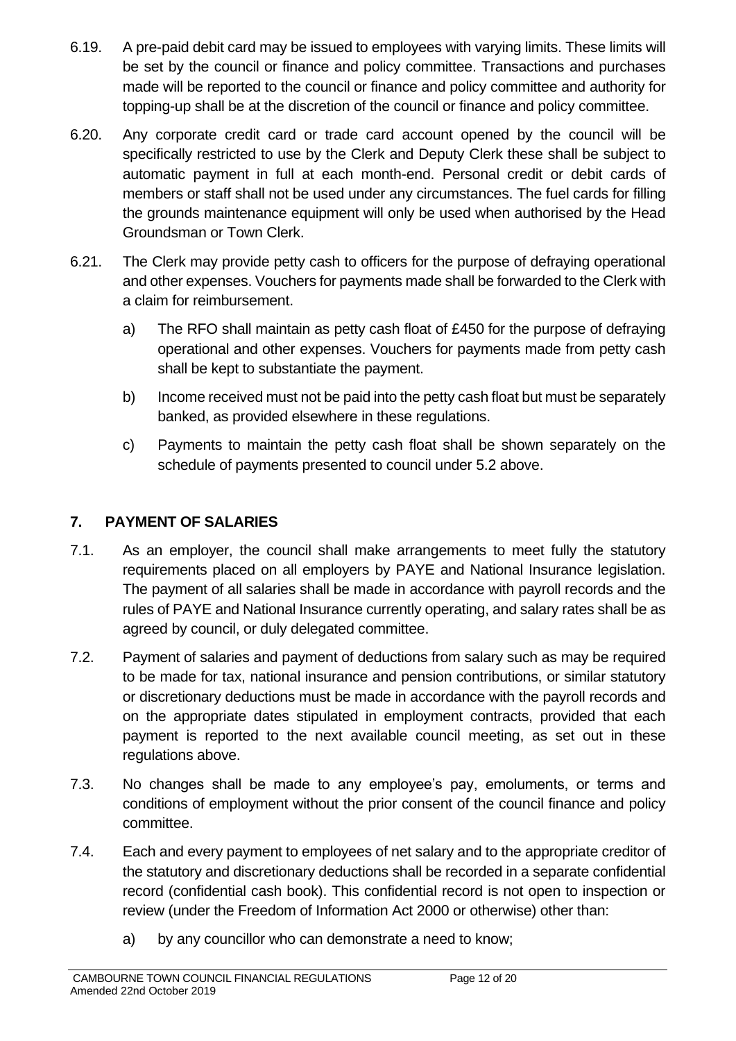6.19. A pre-paid debit card may be issued to employees with varying limits. These limits will be set by the council or finance and policy committee. Transactions and purchases made will be reported to the council or finance and policy committee and authority for topping-up shall be at the discretion of the council or finance and policy committee.

6.20. Any corporate credit card or trade card account opened by the council will be specifically restricted to use by the Clerk and Deputy Clerk these shall be subject to automatic payment in full at each month-end. Personal credit or debit cards of members or staff shall not be used under any circumstances. The fuel cards for filling the grounds maintenance equipment will only be used when authorised by the Head Groundsman or Town Clerk.

6.21. The Clerk may provide petty cash to officers for the purpose of defraying operational and other expenses. Vouchers for payments made shall be forwarded to the Clerk with a claim for reimbursement.

a) The RFO shall maintain as petty cash float of £450 for the purpose of defraying operational and other expenses. Vouchers for payments made from petty cash shall be kept to substantiate the payment.

b) Income received must not be paid into the petty cash float but must be separately banked, as provided elsewhere in these regulations.

c) Payments to maintain the petty cash float shall be shown separately on the schedule of payments presented to council under 5.2 above.

## 7. PAYMENT OF SALARIES

7.1. As an employer, the council shall make arrangements to meet fully the statutory requirements placed on all employers by PAYE and National Insurance legislation. The payment of all salaries shall be made in accordance with payroll records and the rules of PAYE and National Insurance currently operating, and salary rates shall be as agreed by council, or duly delegated committee.

7.2. Payment of salaries and payment of deductions from salary such as may be required to be made for tax, national insurance and pension contributions, or similar statutory or discretionary deductions must be made in accordance with the payroll records and on the appropriate dates stipulated in employment contracts, provided that each payment is reported to the next available council meeting, as set out in these regulations above.

7.3. No changes shall be made to any employee's pay, emoluments, or terms and conditions of employment without the prior consent of the council finance and policy committee.

7.4. Each and every payment to employees of net salary and to the appropriate creditor of the statutory and discretionary deductions shall be recorded in a separate confidential record (confidential cash book). This confidential record is not open to inspection or review (under the Freedom of Information Act 2000 or otherwise) other than:

a) by any councillor who can demonstrate a need to know;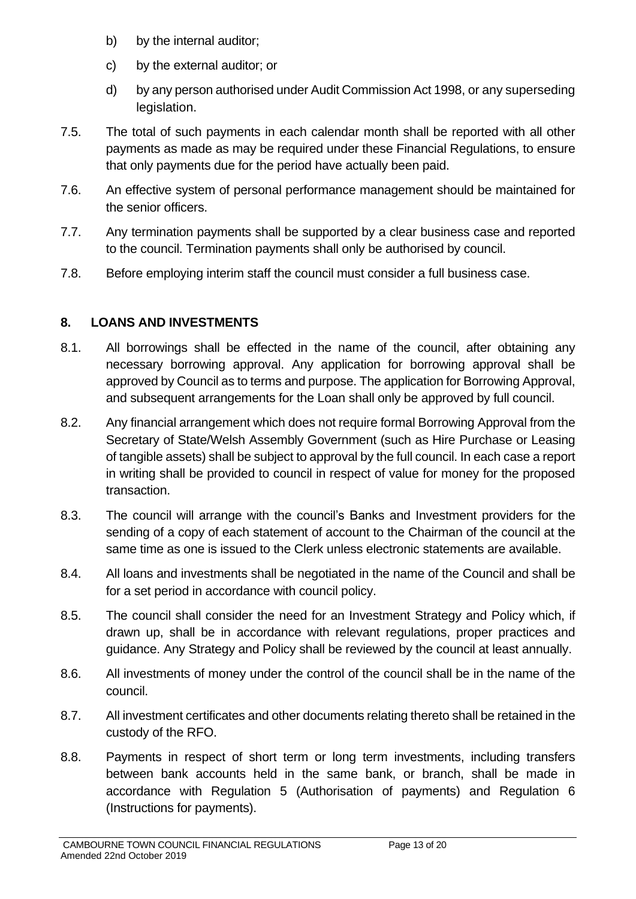b) by the internal auditor;

c) by the external auditor; or

d) by any person authorised under Audit Commission Act 1998, or any superseding legislation.

7.5. The total of such payments in each calendar month shall be reported with all other payments as made as may be required under these Financial Regulations, to ensure that only payments due for the period have actually been paid.

7.6. An effective system of personal performance management should be maintained for the senior officers.

7.7. Any termination payments shall be supported by a clear business case and reported to the council. Termination payments shall only be authorised by council.

7.8. Before employing interim staff the council must consider a full business case.

## 8. LOANS AND INVESTMENTS

8.1. All borrowings shall be effected in the name of the council, after obtaining any necessary borrowing approval. Any application for borrowing approval shall be approved by Council as to terms and purpose. The application for Borrowing Approval, and subsequent arrangements for the Loan shall only be approved by full council.

8.2. Any financial arrangement which does not require formal Borrowing Approval from the Secretary of State/Welsh Assembly Government (such as Hire Purchase or Leasing of tangible assets) shall be subject to approval by the full council. In each case a report in writing shall be provided to council in respect of value for money for the proposed transaction.

8.3. The council will arrange with the council's Banks and Investment providers for the sending of a copy of each statement of account to the Chairman of the council at the same time as one is issued to the Clerk unless electronic statements are available.

8.4. All loans and investments shall be negotiated in the name of the Council and shall be for a set period in accordance with council policy.

8.5. The council shall consider the need for an Investment Strategy and Policy which, if drawn up, shall be in accordance with relevant regulations, proper practices and guidance. Any Strategy and Policy shall be reviewed by the council at least annually.

8.6. All investments of money under the control of the council shall be in the name of the council.

8.7. All investment certificates and other documents relating thereto shall be retained in the custody of the RFO.

8.8. Payments in respect of short term or long term investments, including transfers between bank accounts held in the same bank, or branch, shall be made in accordance with Regulation 5 (Authorisation of payments) and Regulation 6 (Instructions for payments).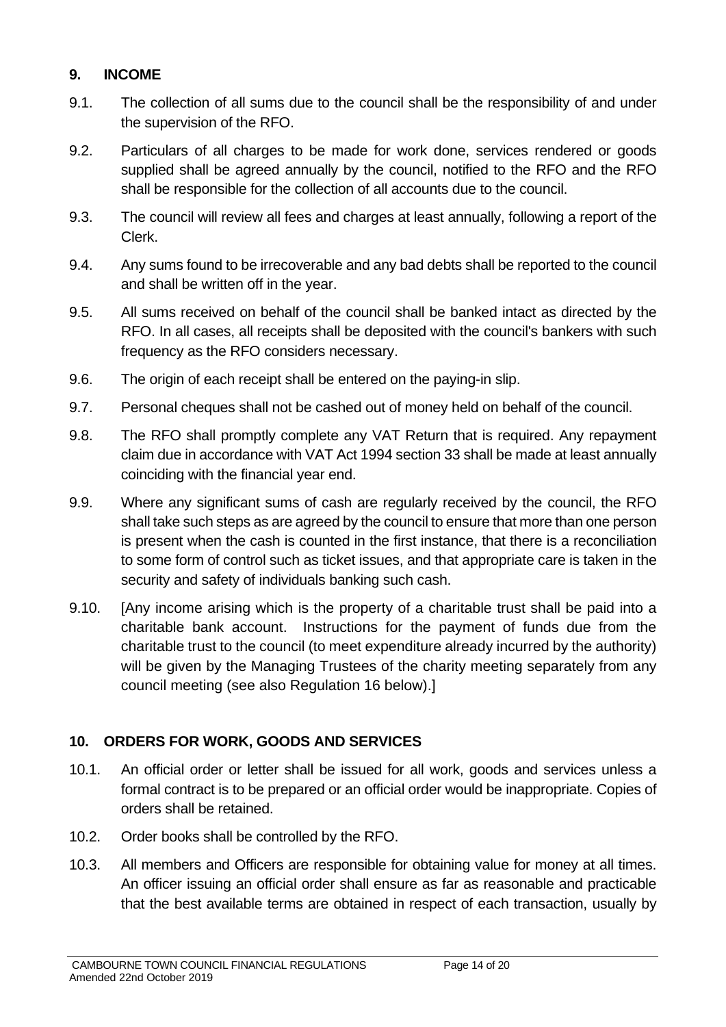## 9. INCOME

9.1. The collection of all sums due to the council shall be the responsibility of and under the supervision of the RFO.

9.2. Particulars of all charges to be made for work done, services rendered or goods supplied shall be agreed annually by the council, notified to the RFO and the RFO shall be responsible for the collection of all accounts due to the council.

9.3. The council will review all fees and charges at least annually, following a report of the Clerk.

9.4. Any sums found to be irrecoverable and any bad debts shall be reported to the council and shall be written off in the year.

9.5. All sums received on behalf of the council shall be banked intact as directed by the RFO. In all cases, all receipts shall be deposited with the council's bankers with such frequency as the RFO considers necessary.

9.6. The origin of each receipt shall be entered on the paying-in slip.

9.7. Personal cheques shall not be cashed out of money held on behalf of the council.

9.8. The RFO shall promptly complete any VAT Return that is required. Any repayment claim due in accordance with VAT Act 1994 section 33 shall be made at least annually coinciding with the financial year end.

9.9. Where any significant sums of cash are regularly received by the council, the RFO shall take such steps as are agreed by the council to ensure that more than one person is present when the cash is counted in the first instance, that there is a reconciliation to some form of control such as ticket issues, and that appropriate care is taken in the security and safety of individuals banking such cash.

9.10. [Any income arising which is the property of a charitable trust shall be paid into a charitable bank account. Instructions for the payment of funds due from the charitable trust to the council (to meet expenditure already incurred by the authority) will be given by the Managing Trustees of the charity meeting separately from any council meeting (see also Regulation 16 below).]

## 10. ORDERS FOR WORK, GOODS AND SERVICES

10.1. An official order or letter shall be issued for all work, goods and services unless a formal contract is to be prepared or an official order would be inappropriate. Copies of orders shall be retained.

10.2. Order books shall be controlled by the RFO.

10.3. All members and Officers are responsible for obtaining value for money at all times. An officer issuing an official order shall ensure as far as reasonable and practicable that the best available terms are obtained in respect of each transaction, usually by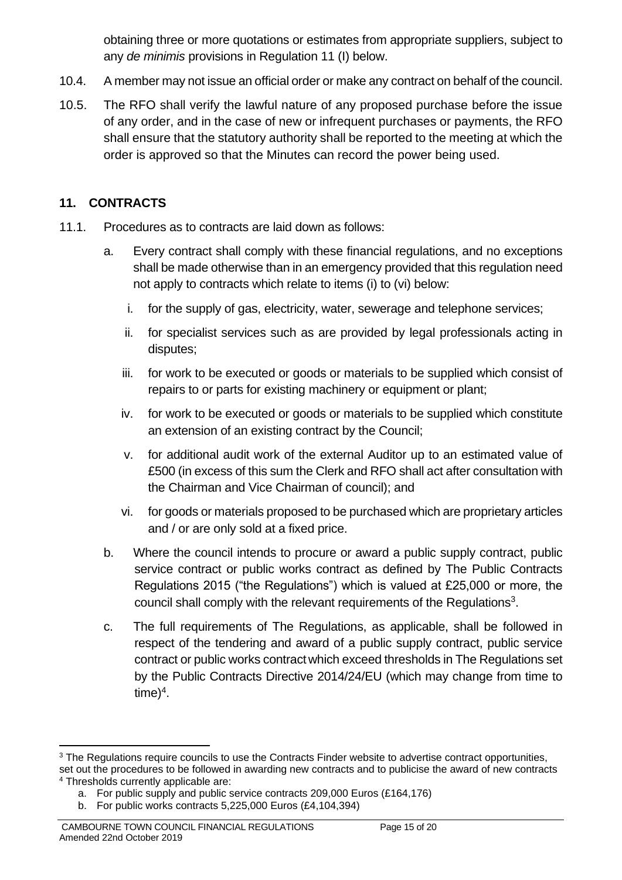obtaining three or more quotations or estimates from appropriate suppliers, subject to any *de minimis* provisions in Regulation 11 (I) below.

10.4. A member may not issue an official order or make any contract on behalf of the council.

10.5. The RFO shall verify the lawful nature of any proposed purchase before the issue of any order, and in the case of new or infrequent purchases or payments, the RFO shall ensure that the statutory authority shall be reported to the meeting at which the order is approved so that the Minutes can record the power being used.

## 11. CONTRACTS

11.1. Procedures as to contracts are laid down as follows:

a. Every contract shall comply with these financial regulations, and no exceptions shall be made otherwise than in an emergency provided that this regulation need not apply to contracts which relate to items (i) to (vi) below:

   i. for the supply of gas, electricity, water, sewerage and telephone services;

   ii. for specialist services such as are provided by legal professionals acting in disputes;

   iii. for work to be executed or goods or materials to be supplied which consist of repairs to or parts for existing machinery or equipment or plant;

   iv. for work to be executed or goods or materials to be supplied which constitute an extension of an existing contract by the Council;

   v. for additional audit work of the external Auditor up to an estimated value of £500 (in excess of this sum the Clerk and RFO shall act after consultation with the Chairman and Vice Chairman of council); and

   vi. for goods or materials proposed to be purchased which are proprietary articles and / or are only sold at a fixed price.

b. Where the council intends to procure or award a public supply contract, public service contract or public works contract as defined by The Public Contracts Regulations 2015 ("the Regulations") which is valued at £25,000 or more, the council shall comply with the relevant requirements of the Regulations[3].

c. The full requirements of The Regulations, as applicable, shall be followed in respect of the tendering and award of a public supply contract, public service contract or public works contract which exceed thresholds in The Regulations set by the Public Contracts Directive 2014/24/EU (which may change from time to time)[4].

---

[3] The Regulations require councils to use the Contracts Finder website to advertise contract opportunities, set out the procedures to be followed in awarding new contracts and to publicise the award of new contracts

[4] Thresholds currently applicable are:

a. For public supply and public service contracts 209,000 Euros (£164,176)

b. For public works contracts 5,225,000 Euros (£4,104,394)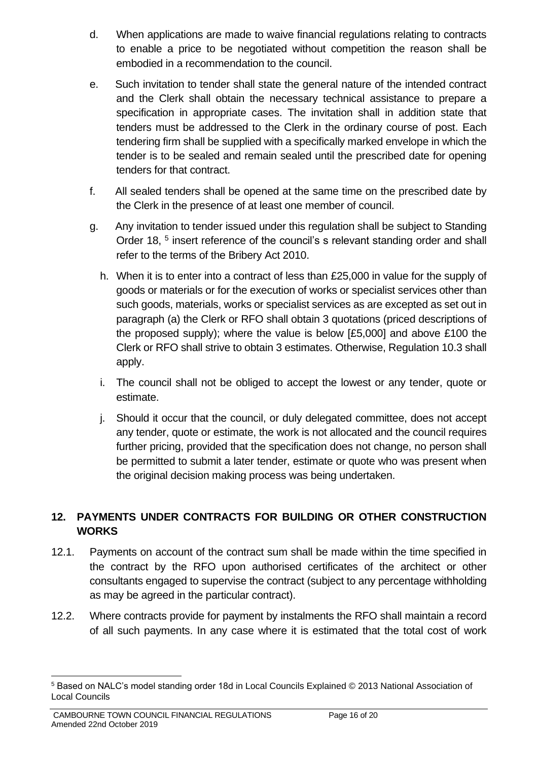d. When applications are made to waive financial regulations relating to contracts to enable a price to be negotiated without competition the reason shall be embodied in a recommendation to the council.

e. Such invitation to tender shall state the general nature of the intended contract and the Clerk shall obtain the necessary technical assistance to prepare a specification in appropriate cases. The invitation shall in addition state that tenders must be addressed to the Clerk in the ordinary course of post. Each tendering firm shall be supplied with a specifically marked envelope in which the tender is to be sealed and remain sealed until the prescribed date for opening tenders for that contract.

f. All sealed tenders shall be opened at the same time on the prescribed date by the Clerk in the presence of at least one member of council.

g. Any invitation to tender issued under this regulation shall be subject to Standing Order 18, [5] insert reference of the council's s relevant standing order and shall refer to the terms of the Bribery Act 2010.

h. When it is to enter into a contract of less than £25,000 in value for the supply of goods or materials or for the execution of works or specialist services other than such goods, materials, works or specialist services as are excepted as set out in paragraph (a) the Clerk or RFO shall obtain 3 quotations (priced descriptions of the proposed supply); where the value is below [£5,000] and above £100 the Clerk or RFO shall strive to obtain 3 estimates. Otherwise, Regulation 10.3 shall apply.

i. The council shall not be obliged to accept the lowest or any tender, quote or estimate.

j. Should it occur that the council, or duly delegated committee, does not accept any tender, quote or estimate, the work is not allocated and the council requires further pricing, provided that the specification does not change, no person shall be permitted to submit a later tender, estimate or quote who was present when the original decision making process was being undertaken.

## 12. PAYMENTS UNDER CONTRACTS FOR BUILDING OR OTHER CONSTRUCTION WORKS

12.1. Payments on account of the contract sum shall be made within the time specified in the contract by the RFO upon authorised certificates of the architect or other consultants engaged to supervise the contract (subject to any percentage withholding as may be agreed in the particular contract).

12.2. Where contracts provide for payment by instalments the RFO shall maintain a record of all such payments. In any case where it is estimated that the total cost of work

[5] Based on NALC's model standing order 18d in Local Councils Explained © 2013 National Association of Local Councils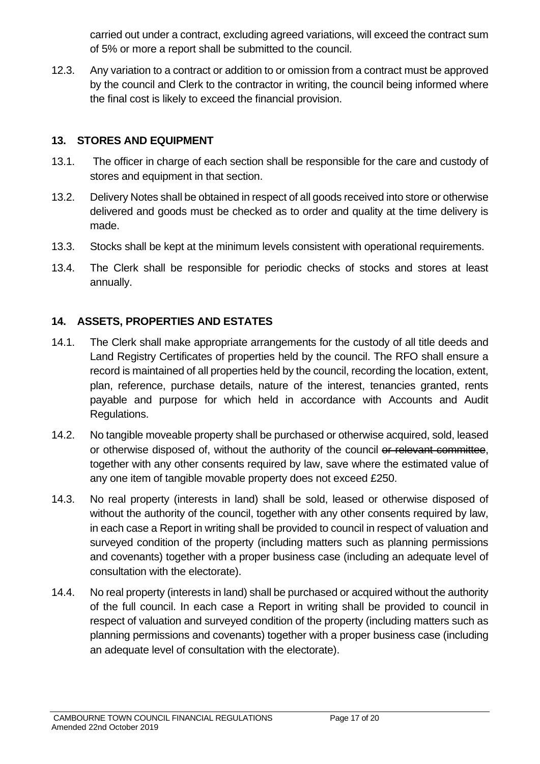carried out under a contract, excluding agreed variations, will exceed the contract sum of 5% or more a report shall be submitted to the council.

12.3. Any variation to a contract or addition to or omission from a contract must be approved by the council and Clerk to the contractor in writing, the council being informed where the final cost is likely to exceed the financial provision.

## 13. STORES AND EQUIPMENT

13.1. The officer in charge of each section shall be responsible for the care and custody of stores and equipment in that section.

13.2. Delivery Notes shall be obtained in respect of all goods received into store or otherwise delivered and goods must be checked as to order and quality at the time delivery is made.

13.3. Stocks shall be kept at the minimum levels consistent with operational requirements.

13.4. The Clerk shall be responsible for periodic checks of stocks and stores at least annually.

## 14. ASSETS, PROPERTIES AND ESTATES

14.1. The Clerk shall make appropriate arrangements for the custody of all title deeds and Land Registry Certificates of properties held by the council. The RFO shall ensure a record is maintained of all properties held by the council, recording the location, extent, plan, reference, purchase details, nature of the interest, tenancies granted, rents payable and purpose for which held in accordance with Accounts and Audit Regulations.

14.2. No tangible moveable property shall be purchased or otherwise acquired, sold, leased or otherwise disposed of, without the authority of the council ~~or relevant committee~~, together with any other consents required by law, save where the estimated value of any one item of tangible movable property does not exceed £250.

14.3. No real property (interests in land) shall be sold, leased or otherwise disposed of without the authority of the council, together with any other consents required by law, in each case a Report in writing shall be provided to council in respect of valuation and surveyed condition of the property (including matters such as planning permissions and covenants) together with a proper business case (including an adequate level of consultation with the electorate).

14.4. No real property (interests in land) shall be purchased or acquired without the authority of the full council. In each case a Report in writing shall be provided to council in respect of valuation and surveyed condition of the property (including matters such as planning permissions and covenants) together with a proper business case (including an adequate level of consultation with the electorate).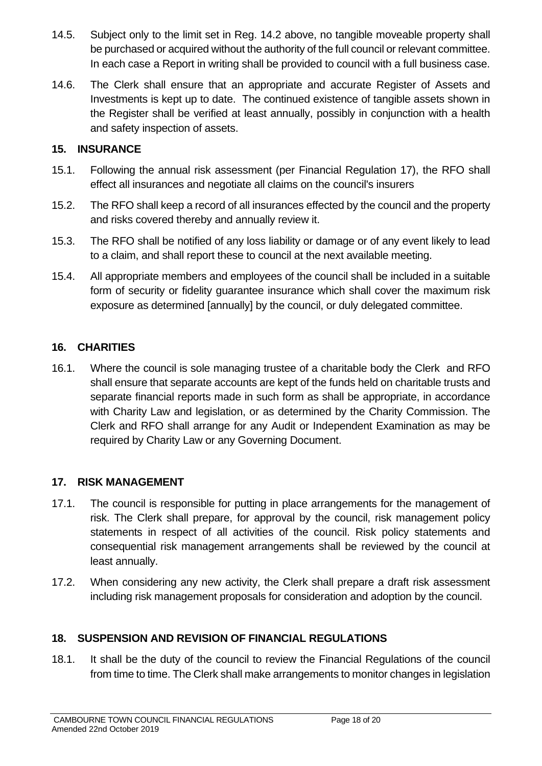14.5. Subject only to the limit set in Reg. 14.2 above, no tangible moveable property shall be purchased or acquired without the authority of the full council or relevant committee. In each case a Report in writing shall be provided to council with a full business case.

14.6. The Clerk shall ensure that an appropriate and accurate Register of Assets and Investments is kept up to date. The continued existence of tangible assets shown in the Register shall be verified at least annually, possibly in conjunction with a health and safety inspection of assets.

## 15. INSURANCE

15.1. Following the annual risk assessment (per Financial Regulation 17), the RFO shall effect all insurances and negotiate all claims on the council's insurers

15.2. The RFO shall keep a record of all insurances effected by the council and the property and risks covered thereby and annually review it.

15.3. The RFO shall be notified of any loss liability or damage or of any event likely to lead to a claim, and shall report these to council at the next available meeting.

15.4. All appropriate members and employees of the council shall be included in a suitable form of security or fidelity guarantee insurance which shall cover the maximum risk exposure as determined [annually] by the council, or duly delegated committee.

## 16. CHARITIES

16.1. Where the council is sole managing trustee of a charitable body the Clerk and RFO shall ensure that separate accounts are kept of the funds held on charitable trusts and separate financial reports made in such form as shall be appropriate, in accordance with Charity Law and legislation, or as determined by the Charity Commission. The Clerk and RFO shall arrange for any Audit or Independent Examination as may be required by Charity Law or any Governing Document.

## 17. RISK MANAGEMENT

17.1. The council is responsible for putting in place arrangements for the management of risk. The Clerk shall prepare, for approval by the council, risk management policy statements in respect of all activities of the council. Risk policy statements and consequential risk management arrangements shall be reviewed by the council at least annually.

17.2. When considering any new activity, the Clerk shall prepare a draft risk assessment including risk management proposals for consideration and adoption by the council.

## 18. SUSPENSION AND REVISION OF FINANCIAL REGULATIONS

18.1. It shall be the duty of the council to review the Financial Regulations of the council from time to time. The Clerk shall make arrangements to monitor changes in legislation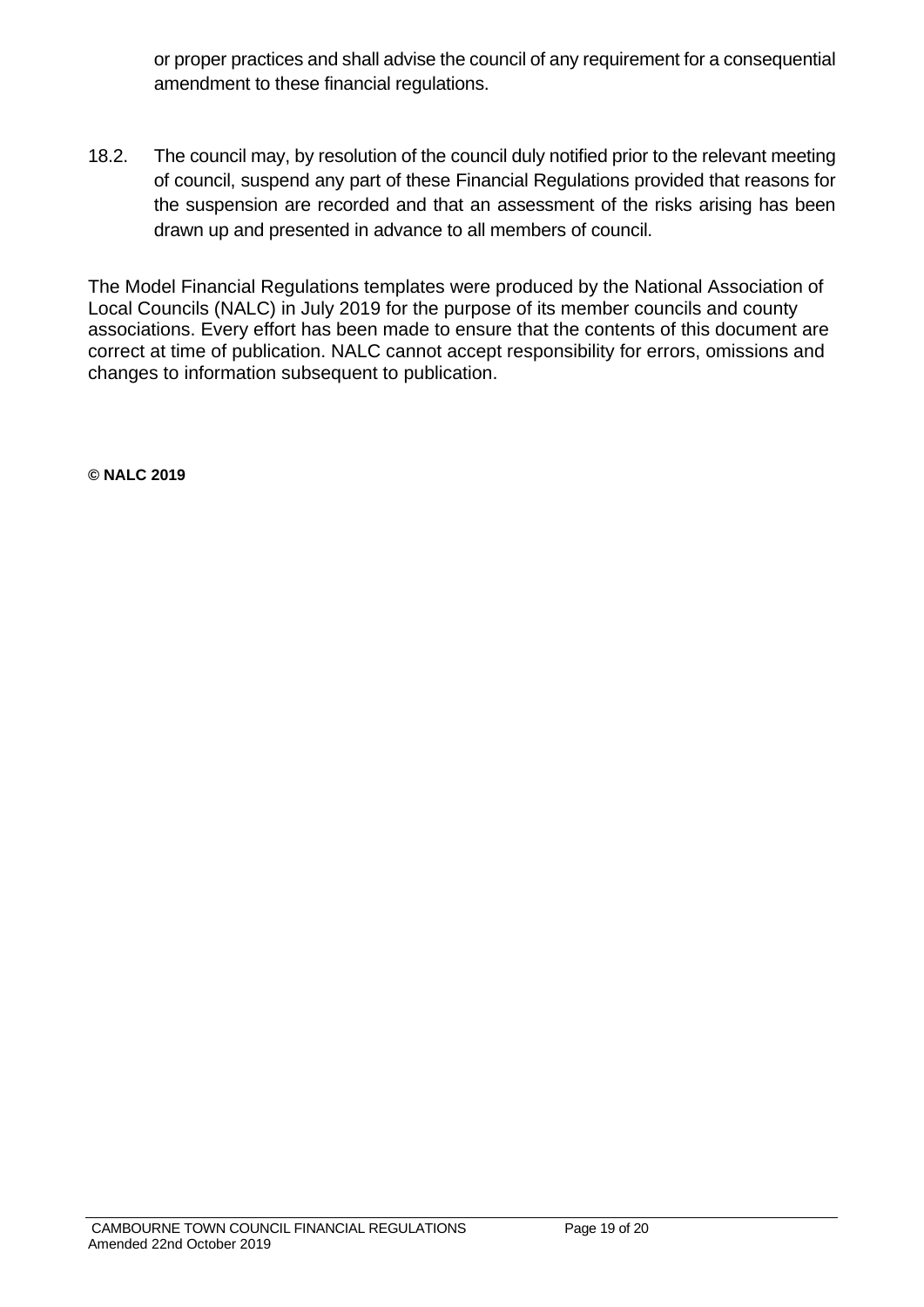or proper practices and shall advise the council of any requirement for a consequential amendment to these financial regulations.

18.2. The council may, by resolution of the council duly notified prior to the relevant meeting of council, suspend any part of these Financial Regulations provided that reasons for the suspension are recorded and that an assessment of the risks arising has been drawn up and presented in advance to all members of council.

The Model Financial Regulations templates were produced by the National Association of Local Councils (NALC) in July 2019 for the purpose of its member councils and county associations. Every effort has been made to ensure that the contents of this document are correct at time of publication. NALC cannot accept responsibility for errors, omissions and changes to information subsequent to publication.

**© NALC 2019**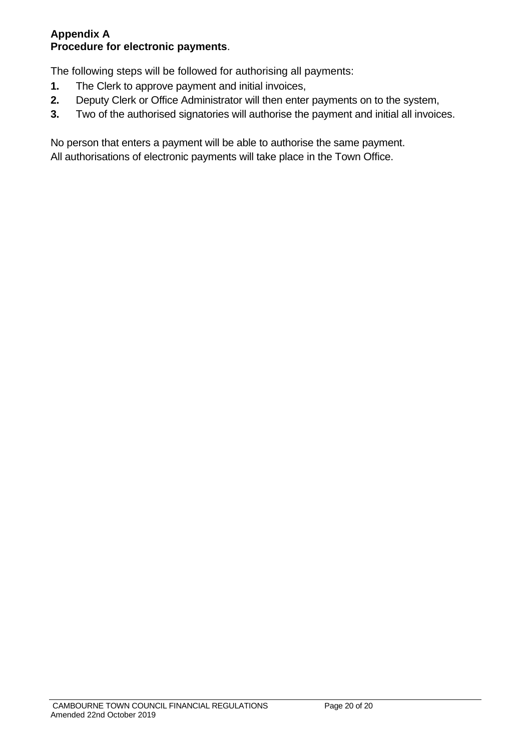**Appendix A**
**Procedure for electronic payments**.

The following steps will be followed for authorising all payments:

1. The Clerk to approve payment and initial invoices,
2. Deputy Clerk or Office Administrator will then enter payments on to the system,
3. Two of the authorised signatories will authorise the payment and initial all invoices.

No person that enters a payment will be able to authorise the same payment.
All authorisations of electronic payments will take place in the Town Office.